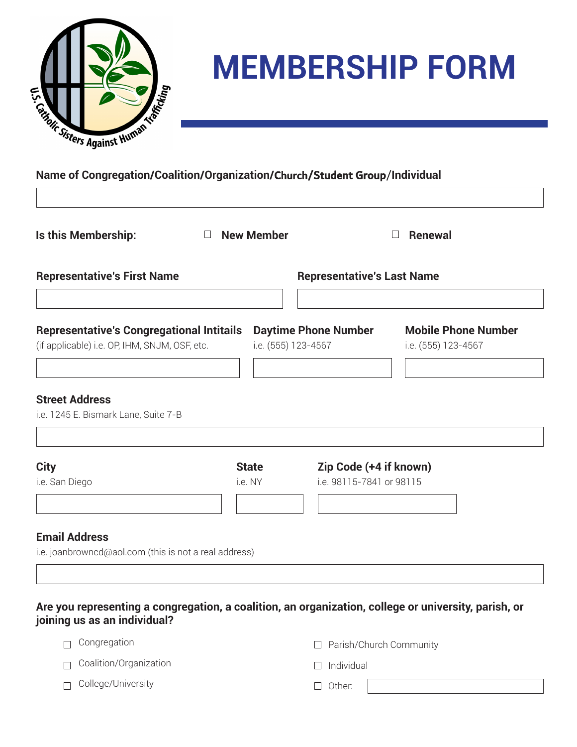# MEMBERSHIP FORM

**Name of Congregation/Coalition/Organization/Church/Student Group/Individual**

\_\_\_\_\_\_\_\_\_\_\_\_\_\_\_\_\_\_\_\_\_\_\_\_\_\_\_\_\_\_\_\_\_\_\_\_\_\_\_\_

**Is this Membership:** ☐ **New Member** ☐ **Renewal**

**Representative's First Name**

\_\_\_\_\_\_\_\_\_\_\_\_\_\_\_\_\_\_\_\_

**Representative's Last Name**

\_\_\_\_\_\_\_\_\_\_\_\_\_\_\_\_\_\_\_\_

**Representative's Congregational Intitails**
(if applicable) i.e. OP, IHM, SNJM, OSF, etc.

\_\_\_\_\_\_\_\_\_\_\_\_\_\_\_\_\_\_\_\_

**Daytime Phone Number**
i.e. (555) 123-4567

\_\_\_\_\_\_\_\_\_\_\_\_\_\_\_\_\_\_\_\_

**Mobile Phone Number**
i.e. (555) 123-4567

\_\_\_\_\_\_\_\_\_\_\_\_\_\_\_\_\_\_\_\_

**Street Address**
i.e. 1245 E. Bismark Lane, Suite 7-B

\_\_\_\_\_\_\_\_\_\_\_\_\_\_\_\_\_\_\_\_\_\_\_\_\_\_\_\_\_\_\_\_\_\_\_\_\_\_\_\_

**City**
i.e. San Diego

\_\_\_\_\_\_\_\_\_\_\_\_\_\_\_\_\_\_\_\_

**State**
i.e. NY

\_\_\_\_\_\_\_\_\_\_

**Zip Code (+4 if known)**
i.e. 98115-7841 or 98115

\_\_\_\_\_\_\_\_\_\_\_\_\_\_\_\_\_\_\_\_

**Email Address**
i.e. joanbrowncd@aol.com (this is not a real address)

\_\_\_\_\_\_\_\_\_\_\_\_\_\_\_\_\_\_\_\_\_\_\_\_\_\_\_\_\_\_\_\_\_\_\_\_\_\_\_\_

**Are you representing a congregation, a coalition, an organization, college or university, parish, or joining us as an individual?**

- ☐ Congregation
- ☐ Coalition/Organization
- ☐ College/University
- ☐ Parish/Church Community
- ☐ Individual
- ☐ Other: \_\_\_\_\_\_\_\_\_\_\_\_\_\_\_\_\_\_\_\_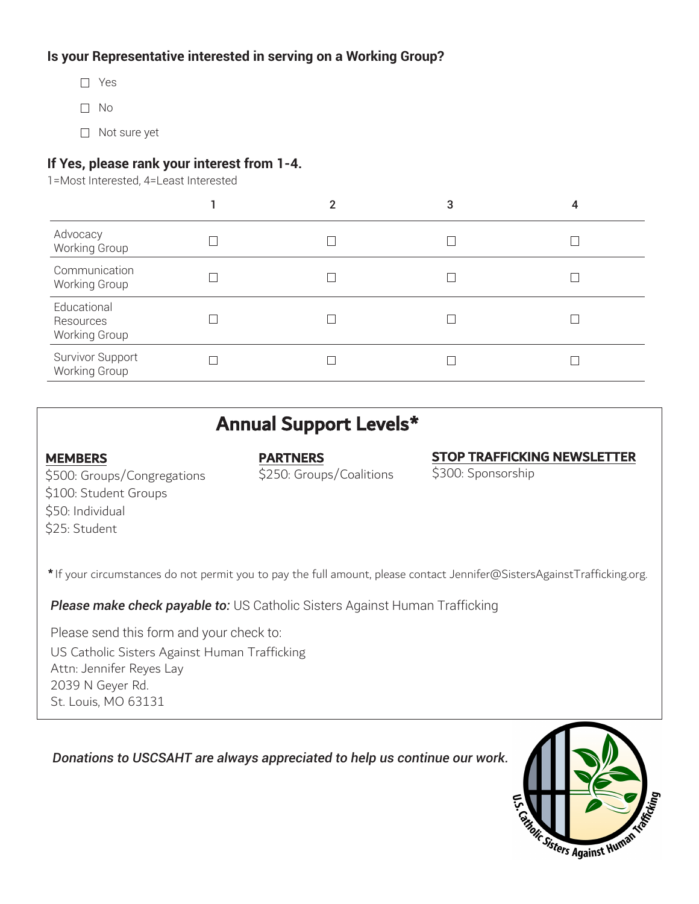**Is your Representative interested in serving on a Working Group?**

- ☐ Yes
- ☐ No
- ☐ Not sure yet

**If Yes, please rank your interest from 1-4.**

1=Most Interested, 4=Least Interested

| | 1 | 2 | 3 | 4 |
|---|---|---|---|---|
| Advocacy Working Group | ☐ | ☐ | ☐ | ☐ |
| Communication Working Group | ☐ | ☐ | ☐ | ☐ |
| Educational Resources Working Group | ☐ | ☐ | ☐ | ☐ |
| Survivor Support Working Group | ☐ | ☐ | ☐ | ☐ |

## Annual Support Levels*

**MEMBERS**

$500: Groups/Congregations
$100: Student Groups
$50: Individual
$25: Student

**PARTNERS**

$250: Groups/Coalitions

**STOP TRAFFICKING NEWSLETTER**

$300: Sponsorship

*If your circumstances do not permit you to pay the full amount, please contact Jennifer@SistersAgainstTrafficking.org.

***Please make check payable to:*** US Catholic Sisters Against Human Trafficking

Please send this form and your check to:

US Catholic Sisters Against Human Trafficking
Attn: Jennifer Reyes Lay
2039 N Geyer Rd.
St. Louis, MO 63131

***Donations to USCSAHT are always appreciated to help us continue our work.***

U.S. Catholic Sisters Against Human Trafficking